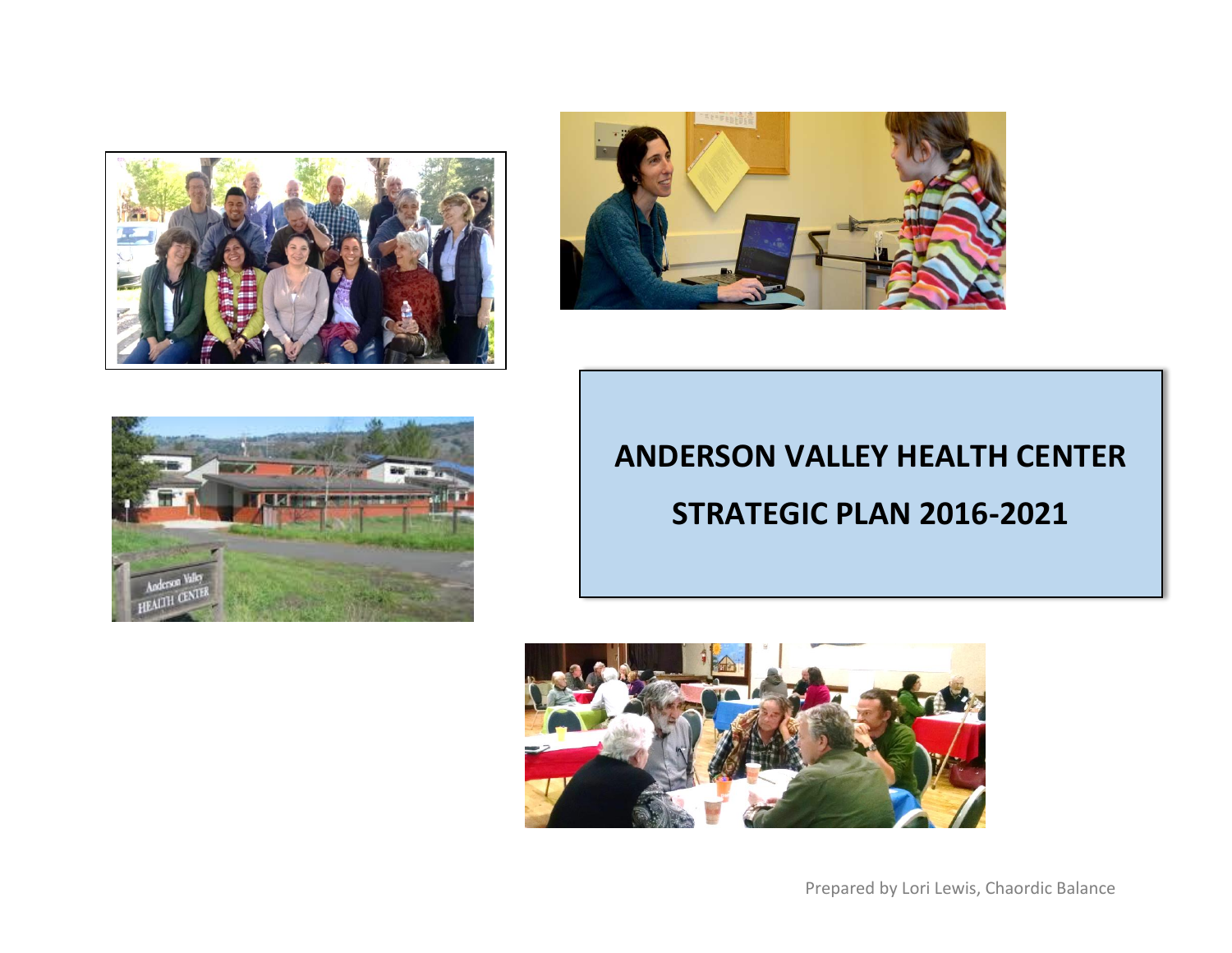# ANDERSON VALLEY HEALTH CENTER

# STRATEGIC PLAN 2016-2021

Prepared by Lori Lewis, Chaordic Balance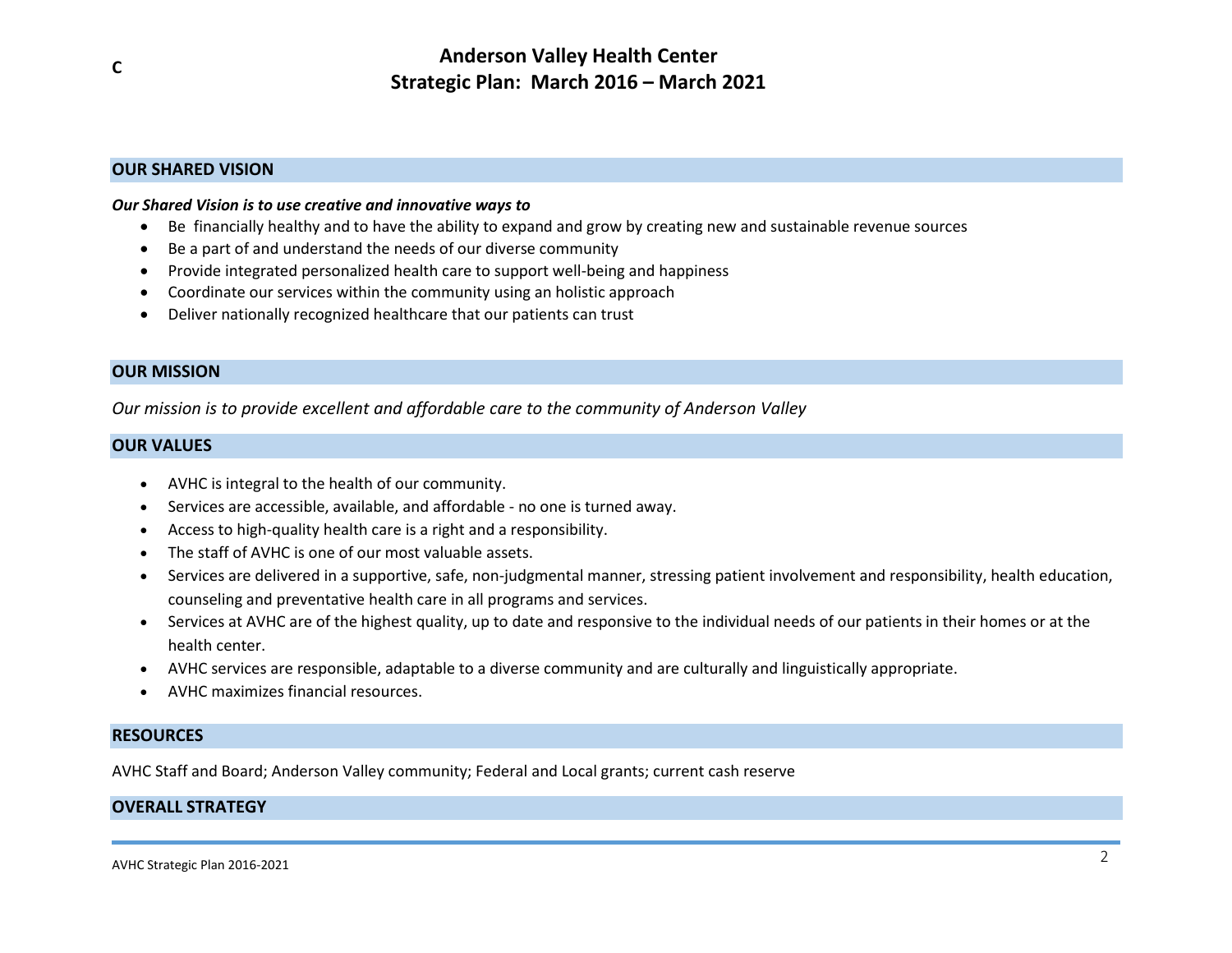C

# Anderson Valley Health Center
# Strategic Plan: March 2016 – March 2021

## OUR SHARED VISION

***Our Shared Vision is to use creative and innovative ways to***

- Be financially healthy and to have the ability to expand and grow by creating new and sustainable revenue sources
- Be a part of and understand the needs of our diverse community
- Provide integrated personalized health care to support well-being and happiness
- Coordinate our services within the community using an holistic approach
- Deliver nationally recognized healthcare that our patients can trust

## OUR MISSION

*Our mission is to provide excellent and affordable care to the community of Anderson Valley*

## OUR VALUES

- AVHC is integral to the health of our community.
- Services are accessible, available, and affordable - no one is turned away.
- Access to high-quality health care is a right and a responsibility.
- The staff of AVHC is one of our most valuable assets.
- Services are delivered in a supportive, safe, non-judgmental manner, stressing patient involvement and responsibility, health education, counseling and preventative health care in all programs and services.
- Services at AVHC are of the highest quality, up to date and responsive to the individual needs of our patients in their homes or at the health center.
- AVHC services are responsible, adaptable to a diverse community and are culturally and linguistically appropriate.
- AVHC maximizes financial resources.

## RESOURCES

AVHC Staff and Board; Anderson Valley community; Federal and Local grants; current cash reserve

## OVERALL STRATEGY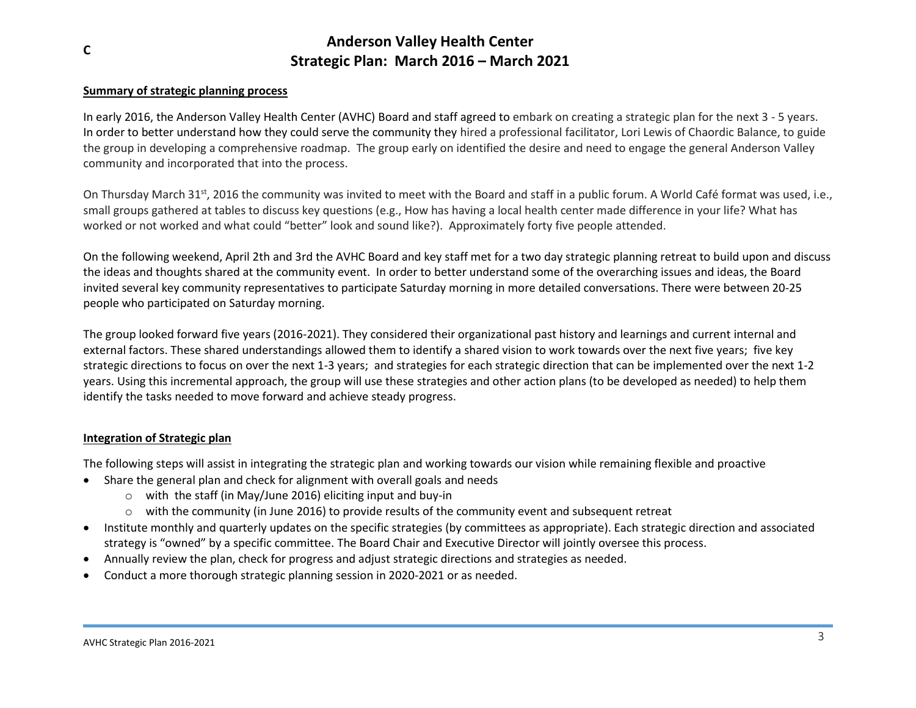C

# Anderson Valley Health Center
# Strategic Plan: March 2016 – March 2021

**Summary of strategic planning process**

In early 2016, the Anderson Valley Health Center (AVHC) Board and staff agreed to embark on creating a strategic plan for the next 3 - 5 years. In order to better understand how they could serve the community they hired a professional facilitator, Lori Lewis of Chaordic Balance, to guide the group in developing a comprehensive roadmap. The group early on identified the desire and need to engage the general Anderson Valley community and incorporated that into the process.

On Thursday March 31st, 2016 the community was invited to meet with the Board and staff in a public forum. A World Café format was used, i.e., small groups gathered at tables to discuss key questions (e.g., How has having a local health center made difference in your life? What has worked or not worked and what could "better" look and sound like?). Approximately forty five people attended.

On the following weekend, April 2th and 3rd the AVHC Board and key staff met for a two day strategic planning retreat to build upon and discuss the ideas and thoughts shared at the community event. In order to better understand some of the overarching issues and ideas, the Board invited several key community representatives to participate Saturday morning in more detailed conversations. There were between 20-25 people who participated on Saturday morning.

The group looked forward five years (2016-2021). They considered their organizational past history and learnings and current internal and external factors. These shared understandings allowed them to identify a shared vision to work towards over the next five years; five key strategic directions to focus on over the next 1-3 years; and strategies for each strategic direction that can be implemented over the next 1-2 years. Using this incremental approach, the group will use these strategies and other action plans (to be developed as needed) to help them identify the tasks needed to move forward and achieve steady progress.

**Integration of Strategic plan**

The following steps will assist in integrating the strategic plan and working towards our vision while remaining flexible and proactive

- Share the general plan and check for alignment with overall goals and needs
  - with the staff (in May/June 2016) eliciting input and buy-in
  - with the community (in June 2016) to provide results of the community event and subsequent retreat
- Institute monthly and quarterly updates on the specific strategies (by committees as appropriate). Each strategic direction and associated strategy is "owned" by a specific committee. The Board Chair and Executive Director will jointly oversee this process.
- Annually review the plan, check for progress and adjust strategic directions and strategies as needed.
- Conduct a more thorough strategic planning session in 2020-2021 or as needed.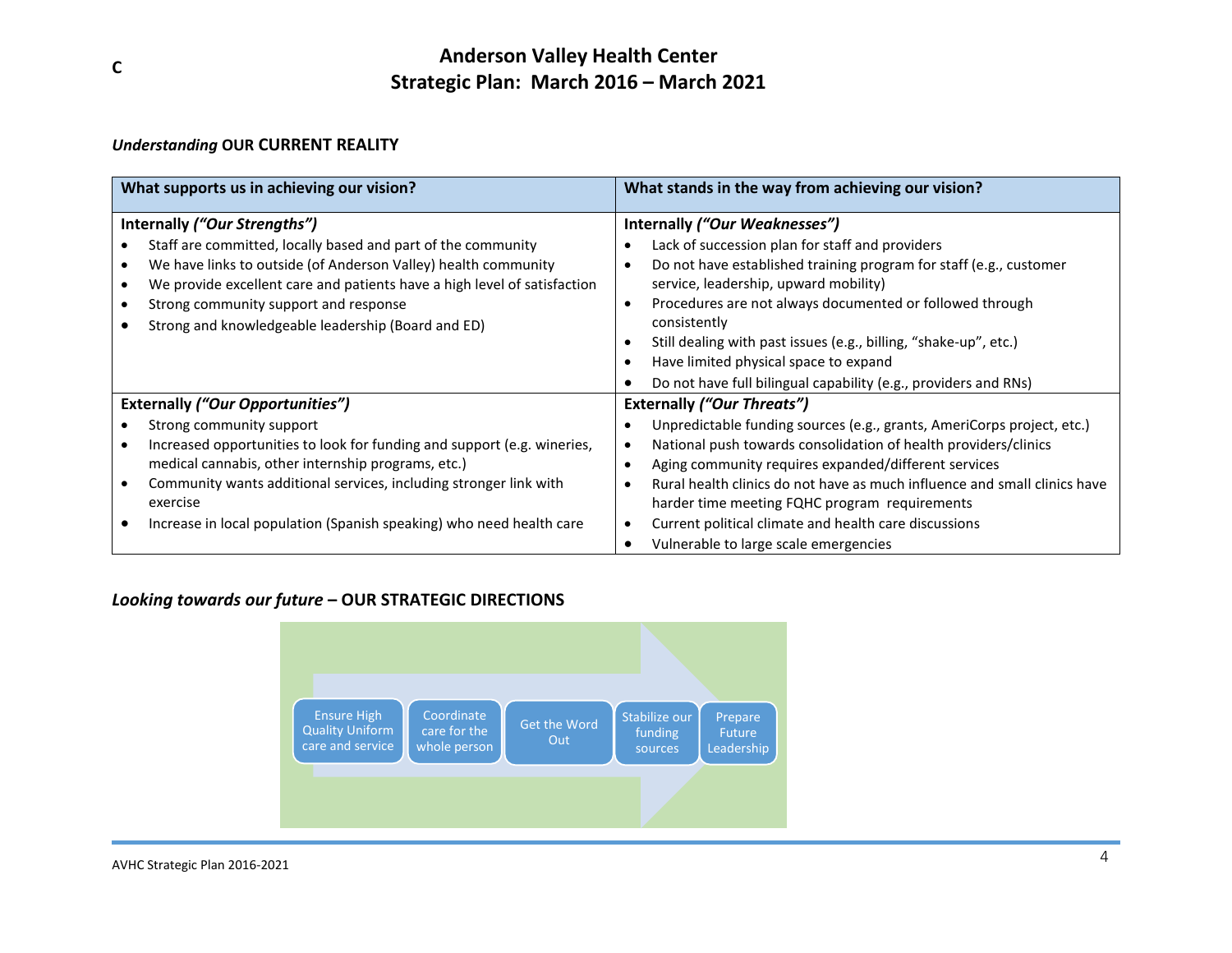C

# Anderson Valley Health Center
# Strategic Plan: March 2016 – March 2021

## *Understanding* OUR CURRENT REALITY

| What supports us in achieving our vision? | What stands in the way from achieving our vision? |
|---|---|
| **Internally *("Our Strengths")*** <br>• Staff are committed, locally based and part of the community <br>• We have links to outside (of Anderson Valley) health community <br>• We provide excellent care and patients have a high level of satisfaction <br>• Strong community support and response <br>• Strong and knowledgeable leadership (Board and ED) | **Internally *("Our Weaknesses")*** <br>• Lack of succession plan for staff and providers <br>• Do not have established training program for staff (e.g., customer service, leadership, upward mobility) <br>• Procedures are not always documented or followed through consistently <br>• Still dealing with past issues (e.g., billing, "shake-up", etc.) <br>• Have limited physical space to expand <br>• Do not have full bilingual capability (e.g., providers and RNs) |
| **Externally *("Our Opportunities")*** <br>• Strong community support <br>• Increased opportunities to look for funding and support (e.g. wineries, medical cannabis, other internship programs, etc.) <br>• Community wants additional services, including stronger link with exercise <br>• Increase in local population (Spanish speaking) who need health care | **Externally *("Our Threats")*** <br>• Unpredictable funding sources (e.g., grants, AmeriCorps project, etc.) <br>• National push towards consolidation of health providers/clinics <br>• Aging community requires expanded/different services <br>• Rural health clinics do not have as much influence and small clinics have harder time meeting FQHC program requirements <br>• Current political climate and health care discussions <br>• Vulnerable to large scale emergencies |

## *Looking towards our future* – OUR STRATEGIC DIRECTIONS

Ensure High Quality Uniform care and service → Coordinate care for the whole person → Get the Word Out → Stabilize our funding sources → Prepare Future Leadership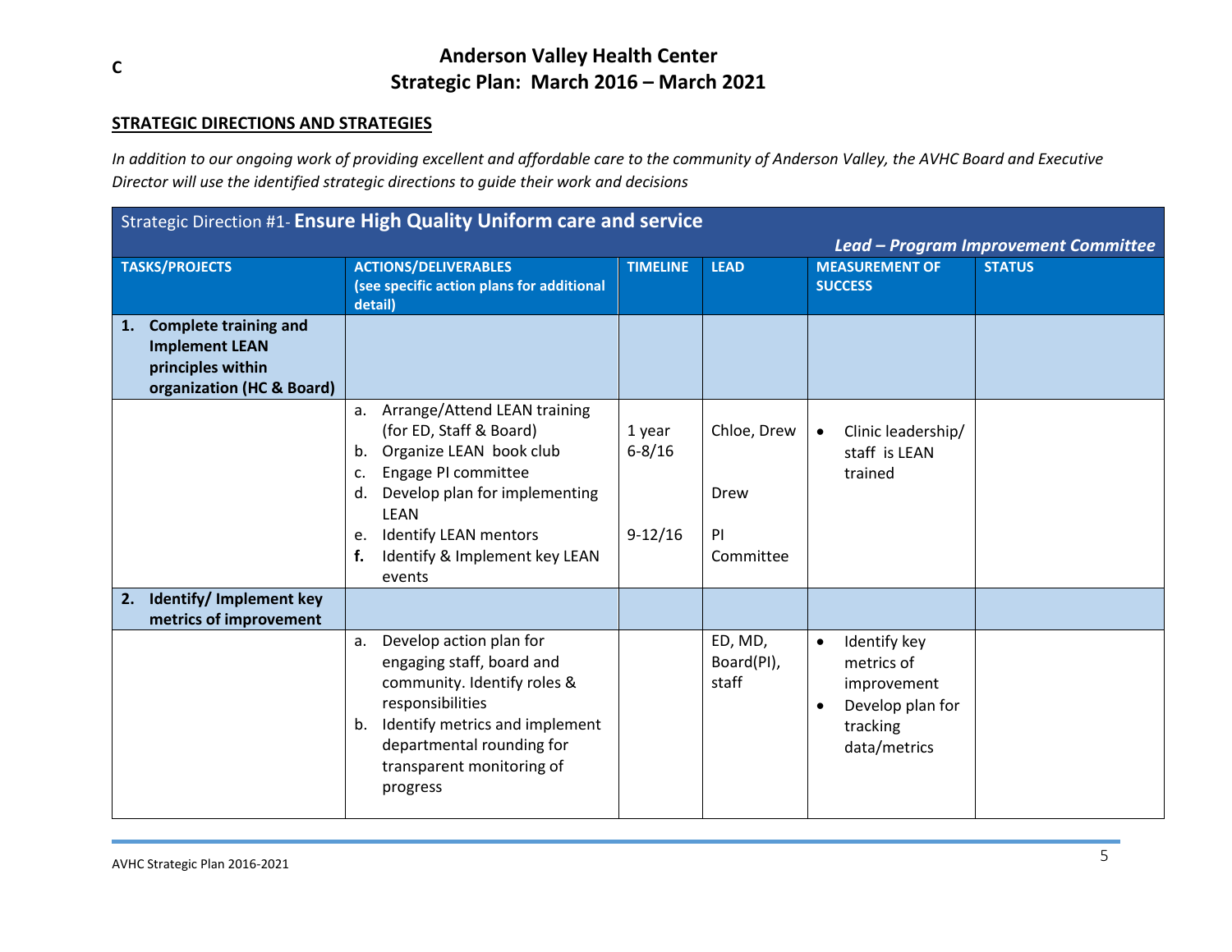C

# Anderson Valley Health Center
## Strategic Plan: March 2016 – March 2021

**STRATEGIC DIRECTIONS AND STRATEGIES**

*In addition to our ongoing work of providing excellent and affordable care to the community of Anderson Valley, the AVHC Board and Executive Director will use the identified strategic directions to guide their work and decisions*

| Strategic Direction #1- **Ensure High Quality Uniform care and service** *Lead – Program Improvement Committee* | | | | | |
|---|---|---|---|---|---|
| **TASKS/PROJECTS** | **ACTIONS/DELIVERABLES (see specific action plans for additional detail)** | **TIMELINE** | **LEAD** | **MEASUREMENT OF SUCCESS** | **STATUS** |
| **1. Complete training and Implement LEAN principles within organization (HC & Board)** | | | | | |
| | a. Arrange/Attend LEAN training (for ED, Staff & Board)<br>b. Organize LEAN book club<br>c. Engage PI committee<br>d. Develop plan for implementing LEAN<br>e. Identify LEAN mentors<br>**f.** Identify & Implement key LEAN events | 1 year<br>6-8/16<br><br>9-12/16 | Chloe, Drew<br><br>Drew<br><br>PI Committee | • Clinic leadership/ staff is LEAN trained | |
| **2. Identify/ Implement key metrics of improvement** | | | | | |
| | a. Develop action plan for engaging staff, board and community. Identify roles & responsibilities<br>b. Identify metrics and implement departmental rounding for transparent monitoring of progress | | ED, MD, Board(PI), staff | • Identify key metrics of improvement<br>• Develop plan for tracking data/metrics | |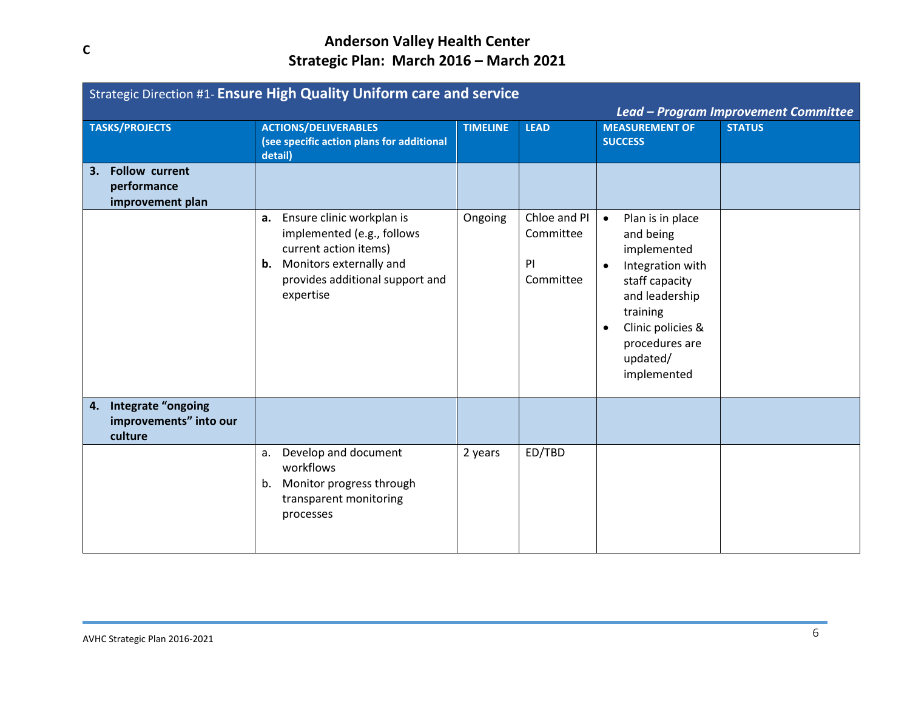C

# Anderson Valley Health Center
## Strategic Plan: March 2016 – March 2021

| Strategic Direction #1- **Ensure High Quality Uniform care and service** *Lead – Program Improvement Committee* | | | | | |
|---|---|---|---|---|---|
| **TASKS/PROJECTS** | **ACTIONS/DELIVERABLES (see specific action plans for additional detail)** | **TIMELINE** | **LEAD** | **MEASUREMENT OF SUCCESS** | **STATUS** |
| **3. Follow current performance improvement plan** | | | | | |
| | **a.** Ensure clinic workplan is implemented (e.g., follows current action items)<br>**b.** Monitors externally and provides additional support and expertise | Ongoing | Chloe and PI Committee<br><br>PI Committee | • Plan is in place and being implemented<br>• Integration with staff capacity and leadership training<br>• Clinic policies & procedures are updated/ implemented | |
| **4. Integrate "ongoing improvements" into our culture** | | | | | |
| | a. Develop and document workflows<br>b. Monitor progress through transparent monitoring processes | 2 years | ED/TBD | | |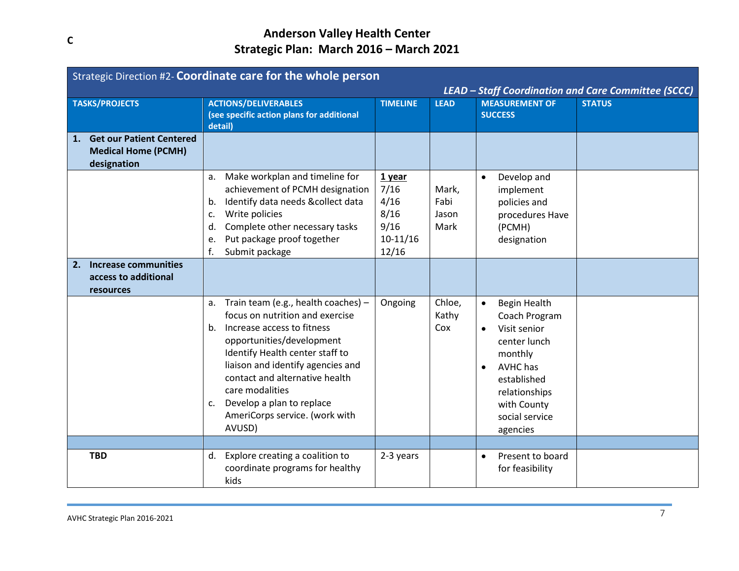C

# Anderson Valley Health Center
## Strategic Plan: March 2016 – March 2021

| Strategic Direction #2- **Coordinate care for the whole person** *LEAD – Staff Coordination and Care Committee (SCCC)* | | | | | |
|---|---|---|---|---|---|
| **TASKS/PROJECTS** | **ACTIONS/DELIVERABLES (see specific action plans for additional detail)** | **TIMELINE** | **LEAD** | **MEASUREMENT OF SUCCESS** | **STATUS** |
| **1. Get our Patient Centered Medical Home (PCMH) designation** | | | | | |
| | a. Make workplan and timeline for achievement of PCMH designation<br>b. Identify data needs &collect data<br>c. Write policies<br>d. Complete other necessary tasks<br>e. Put package proof together<br>f. Submit package | **1 year**<br>7/16<br>4/16<br>8/16<br>9/16<br>10-11/16<br>12/16 | Mark, Fabi<br>Jason<br>Mark | • Develop and implement policies and procedures Have (PCMH) designation | |
| **2. Increase communities access to additional resources** | | | | | |
| | a. Train team (e.g., health coaches) – focus on nutrition and exercise<br>b. Increase access to fitness opportunities/development Identify Health center staff to liaison and identify agencies and contact and alternative health care modalities<br>c. Develop a plan to replace AmeriCorps service. (work with AVUSD) | Ongoing | Chloe, Kathy Cox | • Begin Health Coach Program<br>• Visit senior center lunch monthly<br>• AVHC has established relationships with County social service agencies | |
| | | | | | |
| **TBD** | d. Explore creating a coalition to coordinate programs for healthy kids | 2-3 years | | • Present to board for feasibility | |

AVHC Strategic Plan 2016-2021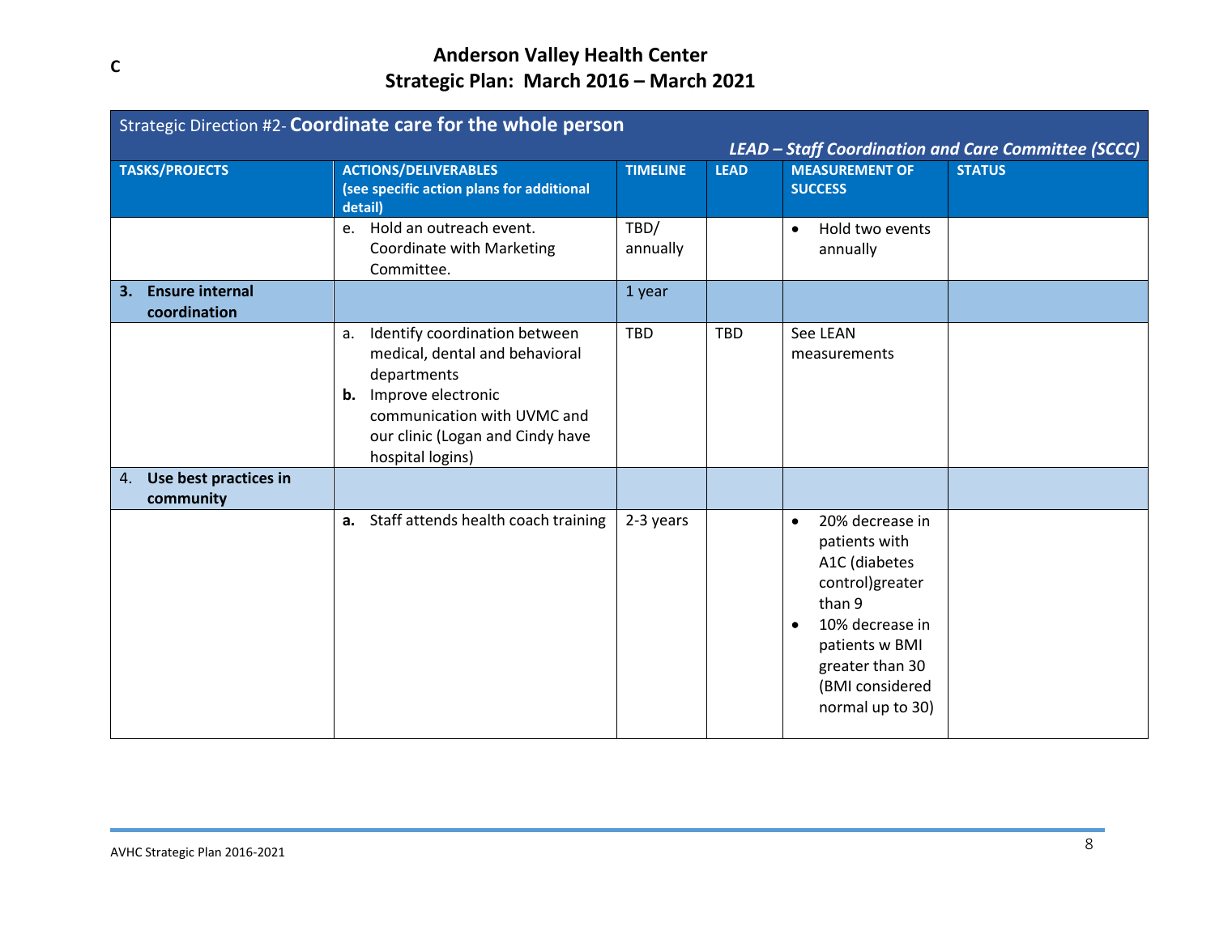C

# Anderson Valley Health Center
## Strategic Plan: March 2016 – March 2021

| Strategic Direction #2- **Coordinate care for the whole person** | | | | | |
|---|---|---|---|---|---|
| | | | | ***LEAD – Staff Coordination and Care Committee (SCCC)*** | |
| **TASKS/PROJECTS** | **ACTIONS/DELIVERABLES (see specific action plans for additional detail)** | **TIMELINE** | **LEAD** | **MEASUREMENT OF SUCCESS** | **STATUS** |
| | e. Hold an outreach event. Coordinate with Marketing Committee. | TBD/ annually | | • Hold two events annually | |
| **3. Ensure internal coordination** | | 1 year | | | |
| | a. Identify coordination between medical, dental and behavioral departments<br>**b.** Improve electronic communication with UVMC and our clinic (Logan and Cindy have hospital logins) | TBD | TBD | See LEAN measurements | |
| 4. **Use best practices in community** | | | | | |
| | **a.** Staff attends health coach training | 2-3 years | | • 20% decrease in patients with A1C (diabetes control)greater than 9<br>• 10% decrease in patients w BMI greater than 30 (BMI considered normal up to 30) | |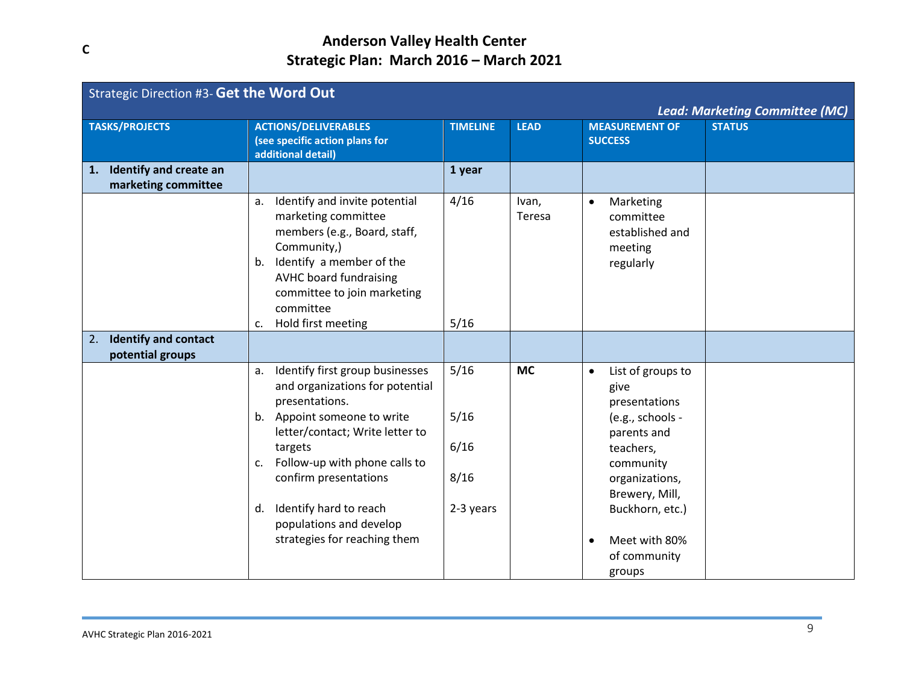C

# Anderson Valley Health Center
## Strategic Plan: March 2016 – March 2021

| Strategic Direction #3- **Get the Word Out** | | | | | *Lead: Marketing Committee (MC)* |
|---|---|---|---|---|---|
| **TASKS/PROJECTS** | **ACTIONS/DELIVERABLES (see specific action plans for additional detail)** | **TIMELINE** | **LEAD** | **MEASUREMENT OF SUCCESS** | **STATUS** |
| **1. Identify and create an marketing committee** | | **1 year** | | | |
| | a. Identify and invite potential marketing committee members (e.g., Board, staff, Community,)<br>b. Identify a member of the AVHC board fundraising committee to join marketing committee<br>c. Hold first meeting | 4/16<br><br><br>5/16 | Ivan, Teresa | • Marketing committee established and meeting regularly | |
| 2. **Identify and contact potential groups** | | | | | |
| | a. Identify first group businesses and organizations for potential presentations.<br>b. Appoint someone to write letter/contact; Write letter to targets<br>c. Follow-up with phone calls to confirm presentations<br>d. Identify hard to reach populations and develop strategies for reaching them | 5/16<br>5/16<br>6/16<br>8/16<br>2-3 years | **MC** | • List of groups to give presentations (e.g., schools - parents and teachers, community organizations, Brewery, Mill, Buckhorn, etc.)<br>• Meet with 80% of community groups | |

AVHC Strategic Plan 2016-2021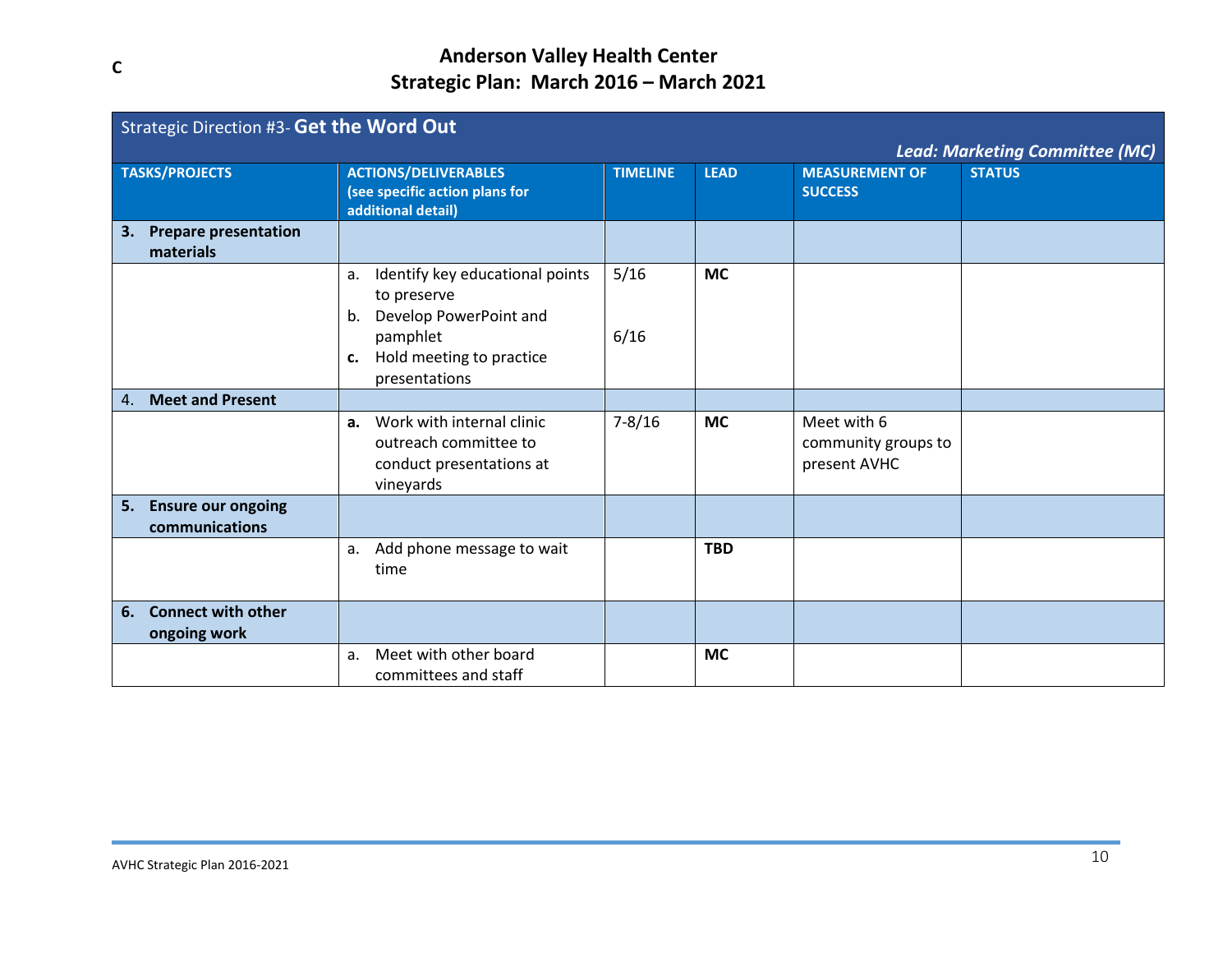C

# Anderson Valley Health Center
## Strategic Plan: March 2016 – March 2021

| Strategic Direction #3- **Get the Word Out** | | | | | |
|---|---|---|---|---|---|
| | | | | | ***Lead: Marketing Committee (MC)*** |
| **TASKS/PROJECTS** | **ACTIONS/DELIVERABLES (see specific action plans for additional detail)** | **TIMELINE** | **LEAD** | **MEASUREMENT OF SUCCESS** | **STATUS** |
| **3. Prepare presentation materials** | | | | | |
| | a. Identify key educational points to preserve<br>b. Develop PowerPoint and pamphlet<br>c. Hold meeting to practice presentations | 5/16<br><br>6/16 | **MC** | | |
| 4. **Meet and Present** | | | | | |
| | a. Work with internal clinic outreach committee to conduct presentations at vineyards | 7-8/16 | **MC** | Meet with 6 community groups to present AVHC | |
| **5. Ensure our ongoing communications** | | | | | |
| | a. Add phone message to wait time | | **TBD** | | |
| **6. Connect with other ongoing work** | | | | | |
| | a. Meet with other board committees and staff | | **MC** | | |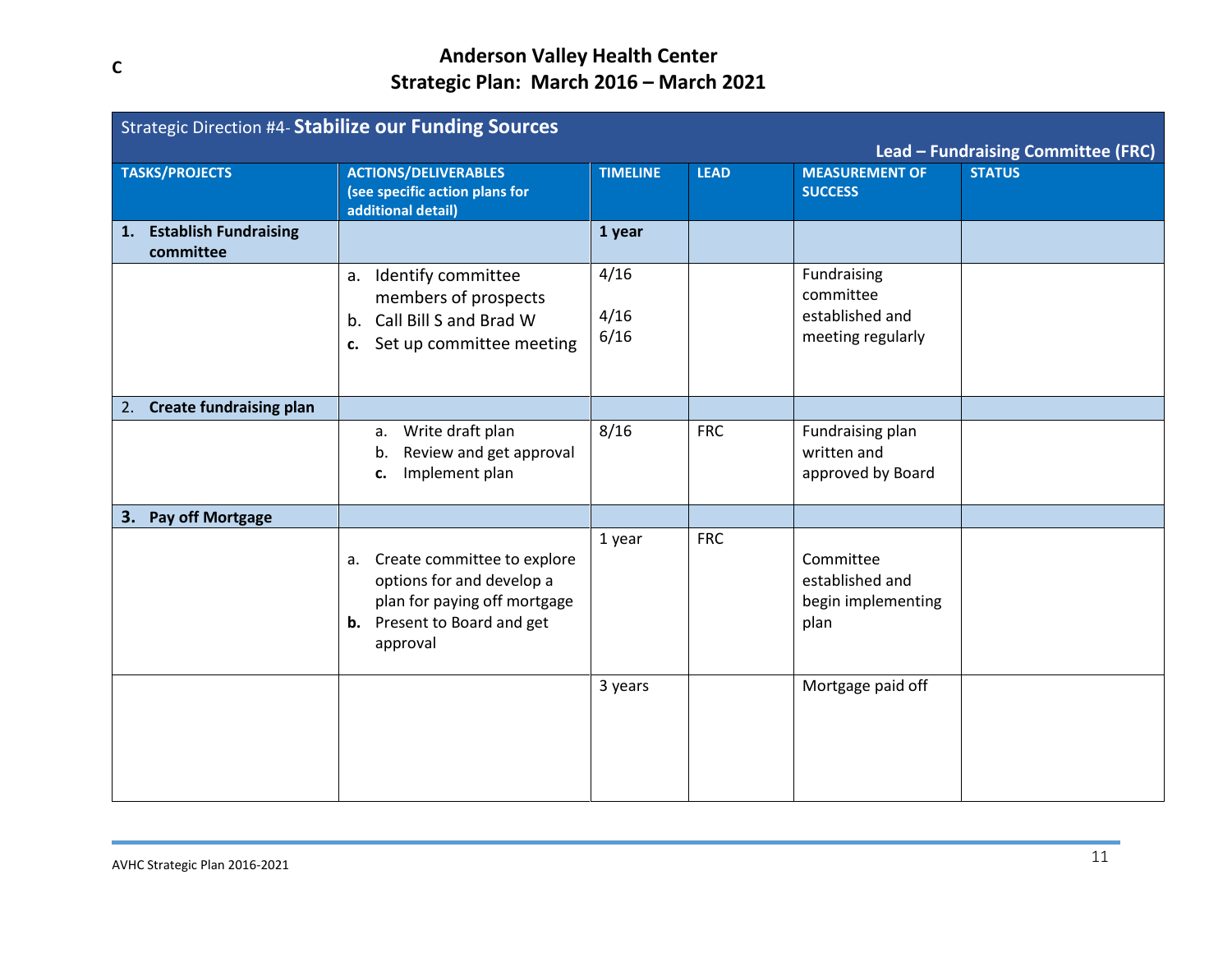C

# Anderson Valley Health Center
## Strategic Plan: March 2016 – March 2021

| Strategic Direction #4- **Stabilize our Funding Sources** | | | | | **Lead – Fundraising Committee (FRC)** |
|---|---|---|---|---|---|
| **TASKS/PROJECTS** | **ACTIONS/DELIVERABLES (see specific action plans for additional detail)** | **TIMELINE** | **LEAD** | **MEASUREMENT OF SUCCESS** | **STATUS** |
| **1. Establish Fundraising committee** | | **1 year** | | | |
| | a. Identify committee members of prospects<br>b. Call Bill S and Brad W<br>c. Set up committee meeting | 4/16<br>4/16<br>6/16 | | Fundraising committee established and meeting regularly | |
| **2. Create fundraising plan** | | | | | |
| | a. Write draft plan<br>b. Review and get approval<br>c. Implement plan | 8/16 | FRC | Fundraising plan written and approved by Board | |
| **3. Pay off Mortgage** | | | | | |
| | a. Create committee to explore options for and develop a plan for paying off mortgage<br>b. Present to Board and get approval | 1 year | FRC | Committee established and begin implementing plan | |
| | | 3 years | | Mortgage paid off | |

AVHC Strategic Plan 2016-2021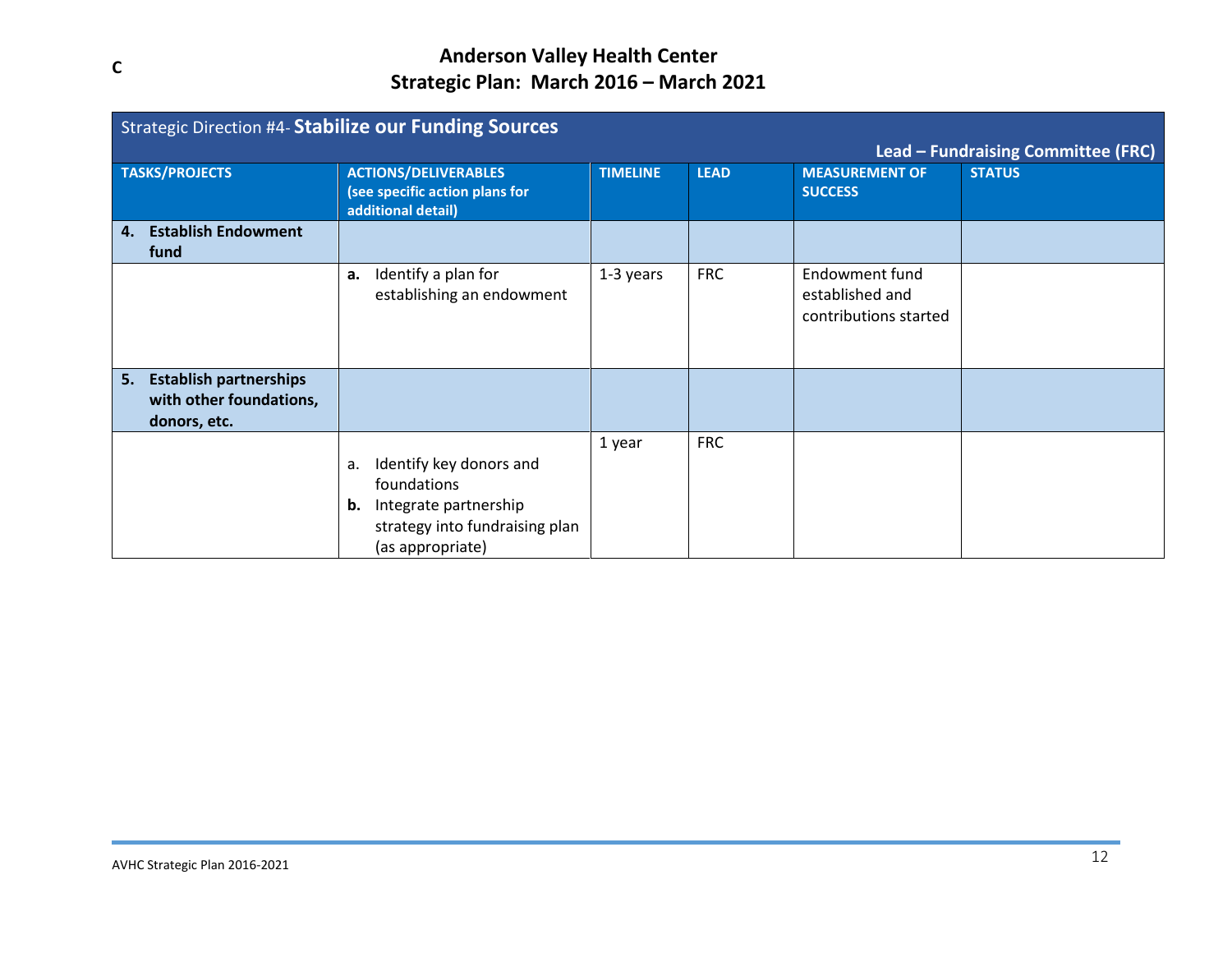C

# Anderson Valley Health Center
## Strategic Plan: March 2016 – March 2021

| Strategic Direction #4- **Stabilize our Funding Sources** | | | | | **Lead – Fundraising Committee (FRC)** |
|---|---|---|---|---|---|
| **TASKS/PROJECTS** | **ACTIONS/DELIVERABLES (see specific action plans for additional detail)** | **TIMELINE** | **LEAD** | **MEASUREMENT OF SUCCESS** | **STATUS** |
| **4. Establish Endowment fund** | | | | | |
| | **a.** Identify a plan for establishing an endowment | 1-3 years | FRC | Endowment fund established and contributions started | |
| **5. Establish partnerships with other foundations, donors, etc.** | | | | | |
| | a. Identify key donors and foundations<br>**b.** Integrate partnership strategy into fundraising plan (as appropriate) | 1 year | FRC | | |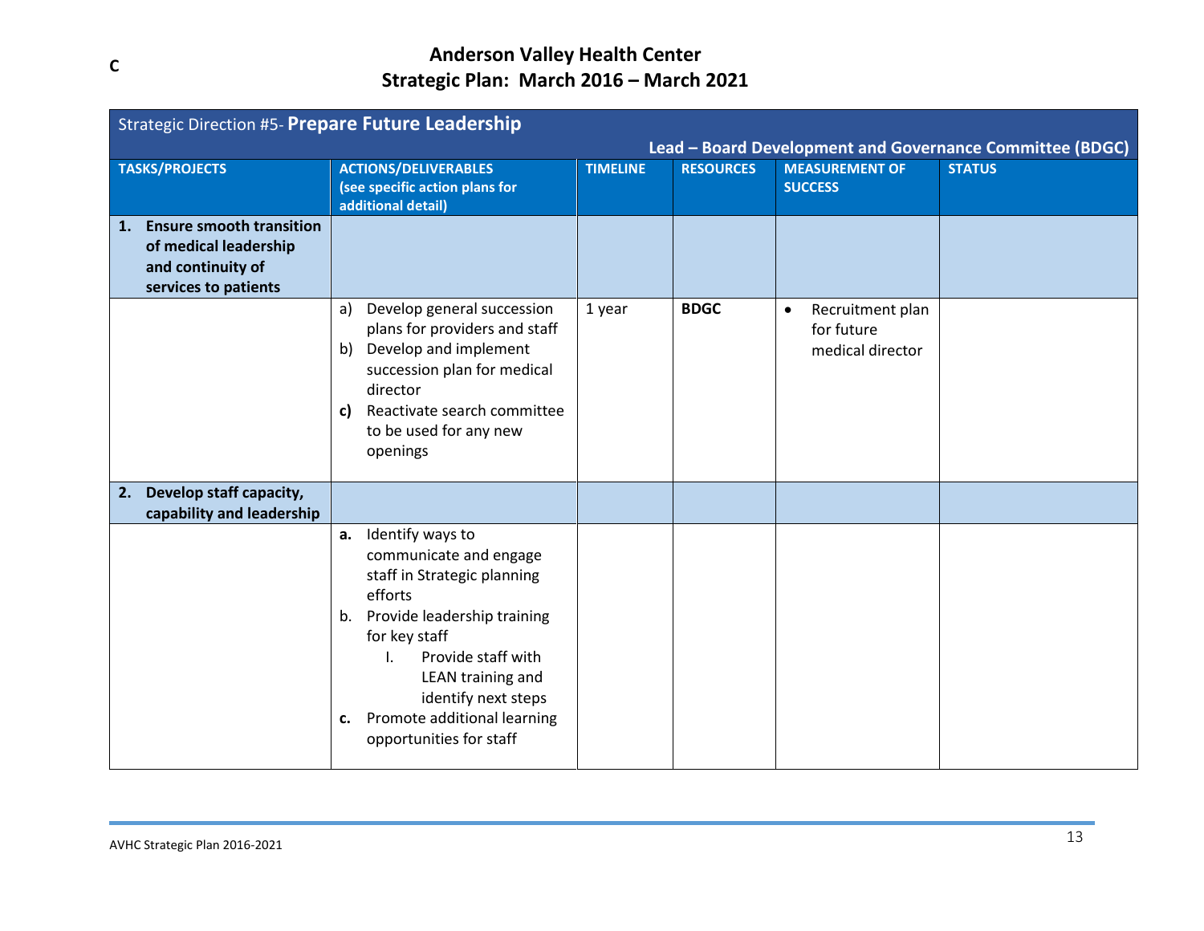C

# Anderson Valley Health Center
## Strategic Plan: March 2016 – March 2021

| Strategic Direction #5- **Prepare Future Leadership** | | | | | |
|---|---|---|---|---|---|
| | | | | **Lead – Board Development and Governance Committee (BDGC)** | |
| **TASKS/PROJECTS** | **ACTIONS/DELIVERABLES (see specific action plans for additional detail)** | **TIMELINE** | **RESOURCES** | **MEASUREMENT OF SUCCESS** | **STATUS** |
| **1. Ensure smooth transition of medical leadership and continuity of services to patients** | | | | | |
| | a) Develop general succession plans for providers and staff<br>b) Develop and implement succession plan for medical director<br>**c)** Reactivate search committee to be used for any new openings | 1 year | **BDGC** | • Recruitment plan for future medical director | |
| **2. Develop staff capacity, capability and leadership** | | | | | |
| | **a.** Identify ways to communicate and engage staff in Strategic planning efforts<br>b. Provide leadership training for key staff<br>I. Provide staff with LEAN training and identify next steps<br>**c.** Promote additional learning opportunities for staff | | | | |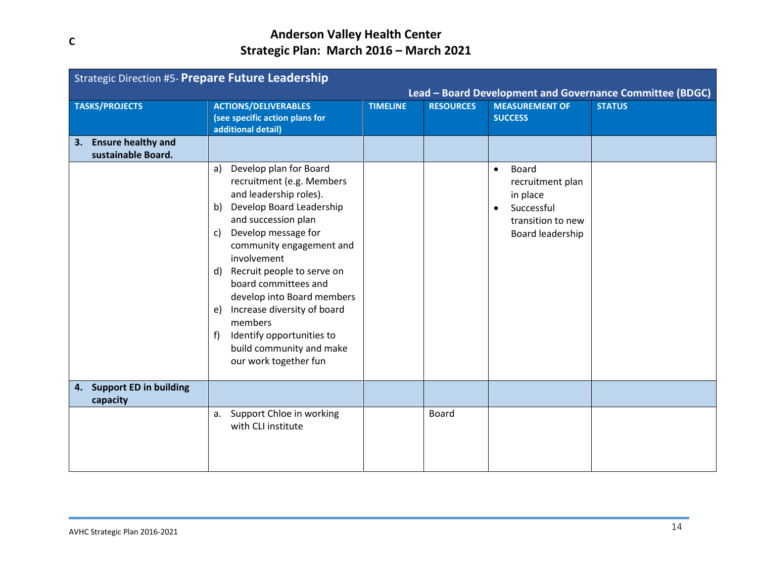C

# Anderson Valley Health Center
## Strategic Plan: March 2016 – March 2021

| Strategic Direction #5- **Prepare Future Leadership** | | | | | |
|---|---|---|---|---|---|
| | | | | | **Lead – Board Development and Governance Committee (BDGC)** |
| **TASKS/PROJECTS** | **ACTIONS/DELIVERABLES (see specific action plans for additional detail)** | **TIMELINE** | **RESOURCES** | **MEASUREMENT OF SUCCESS** | **STATUS** |
| **3. Ensure healthy and sustainable Board.** | | | | | |
| | a) Develop plan for Board recruitment (e.g. Members and leadership roles).<br>b) Develop Board Leadership and succession plan<br>c) Develop message for community engagement and involvement<br>d) Recruit people to serve on board committees and develop into Board members<br>e) Increase diversity of board members<br>f) Identify opportunities to build community and make our work together fun | | | • Board recruitment plan in place<br>• Successful transition to new Board leadership | |
| **4. Support ED in building capacity** | | | | | |
| | a. Support Chloe in working with CLI institute | | Board | | |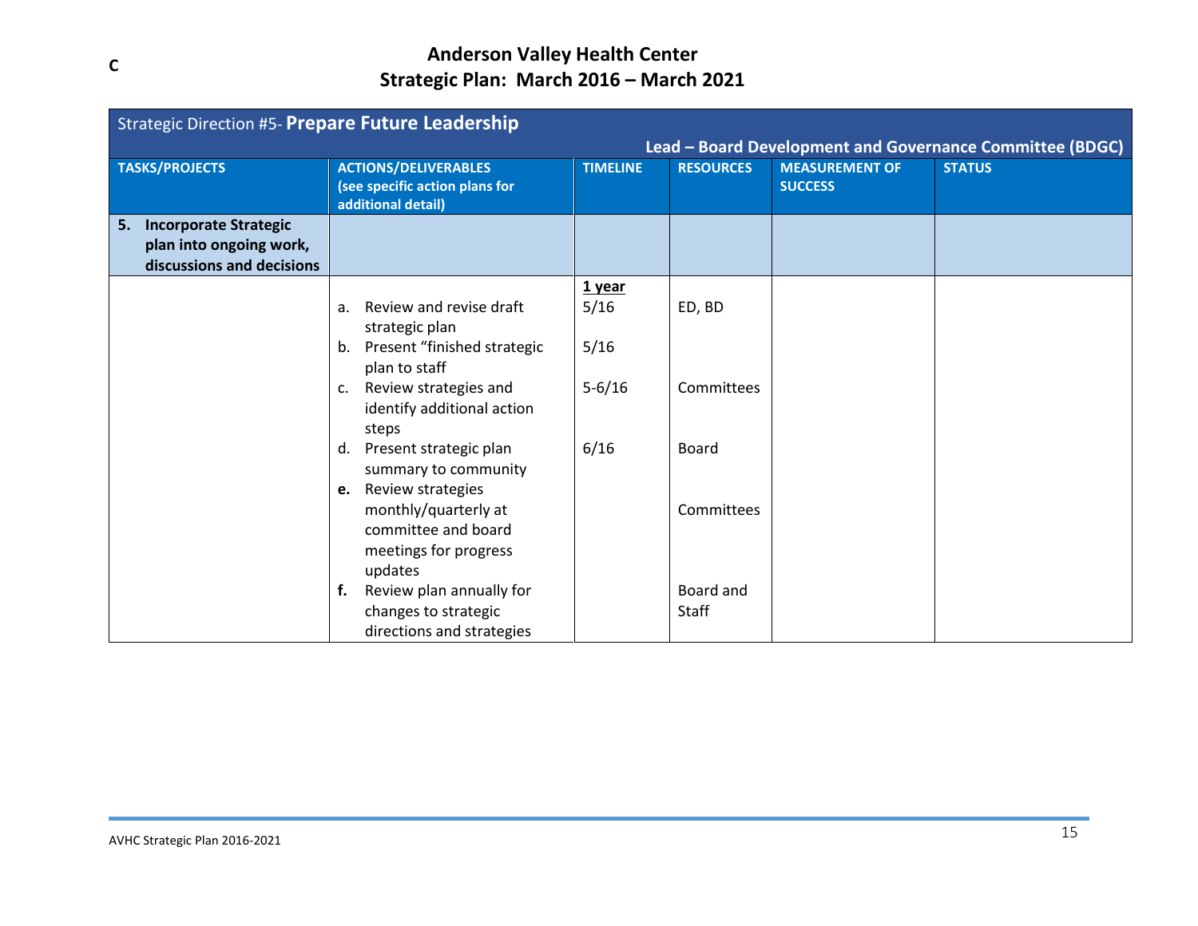C

# Anderson Valley Health Center
## Strategic Plan: March 2016 – March 2021

| Strategic Direction #5- **Prepare Future Leadership** | | | | | |
|---|---|---|---|---|---|
| | | | | | **Lead – Board Development and Governance Committee (BDGC)** |
| **TASKS/PROJECTS** | **ACTIONS/DELIVERABLES (see specific action plans for additional detail)** | **TIMELINE** | **RESOURCES** | **MEASUREMENT OF SUCCESS** | **STATUS** |
| **5. Incorporate Strategic plan into ongoing work, discussions and decisions** | | | | | |
| | | **1 year** | | | |
| | a. Review and revise draft strategic plan | 5/16 | ED, BD | | |
| | b. Present "finished strategic plan to staff | 5/16 | | | |
| | c. Review strategies and identify additional action steps | 5-6/16 | Committees | | |
| | d. Present strategic plan summary to community | 6/16 | Board | | |
| | **e.** Review strategies monthly/quarterly at committee and board meetings for progress updates | | Committees | | |
| | **f.** Review plan annually for changes to strategic directions and strategies | | Board and Staff | | |